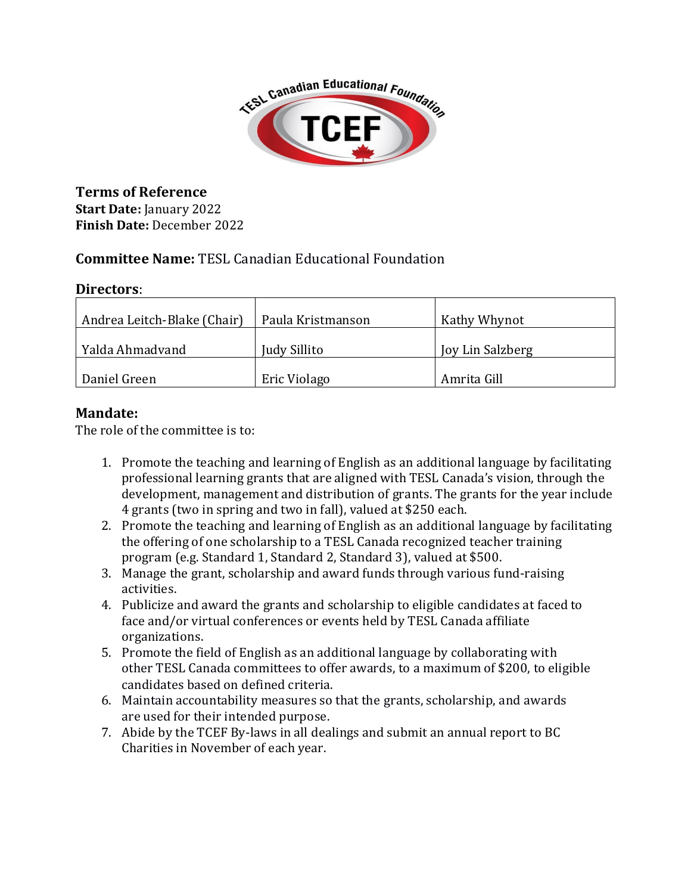**Terms of Reference**
**Start Date:** January 2022
**Finish Date:** December 2022

**Committee Name:** TESL Canadian Educational Foundation

## Directors:

| | | |
|---|---|---|
| Andrea Leitch-Blake (Chair) | Paula Kristmanson | Kathy Whynot |
| Yalda Ahmadvand | Judy Sillito | Joy Lin Salzberg |
| Daniel Green | Eric Violago | Amrita Gill |

## Mandate:

The role of the committee is to:

1. Promote the teaching and learning of English as an additional language by facilitating professional learning grants that are aligned with TESL Canada's vision, through the development, management and distribution of grants. The grants for the year include 4 grants (two in spring and two in fall), valued at $250 each.
2. Promote the teaching and learning of English as an additional language by facilitating the offering of one scholarship to a TESL Canada recognized teacher training program (e.g. Standard 1, Standard 2, Standard 3), valued at $500.
3. Manage the grant, scholarship and award funds through various fund-raising activities.
4. Publicize and award the grants and scholarship to eligible candidates at faced to face and/or virtual conferences or events held by TESL Canada affiliate organizations.
5. Promote the field of English as an additional language by collaborating with other TESL Canada committees to offer awards, to a maximum of $200, to eligible candidates based on defined criteria.
6. Maintain accountability measures so that the grants, scholarship, and awards are used for their intended purpose.
7. Abide by the TCEF By-laws in all dealings and submit an annual report to BC Charities in November of each year.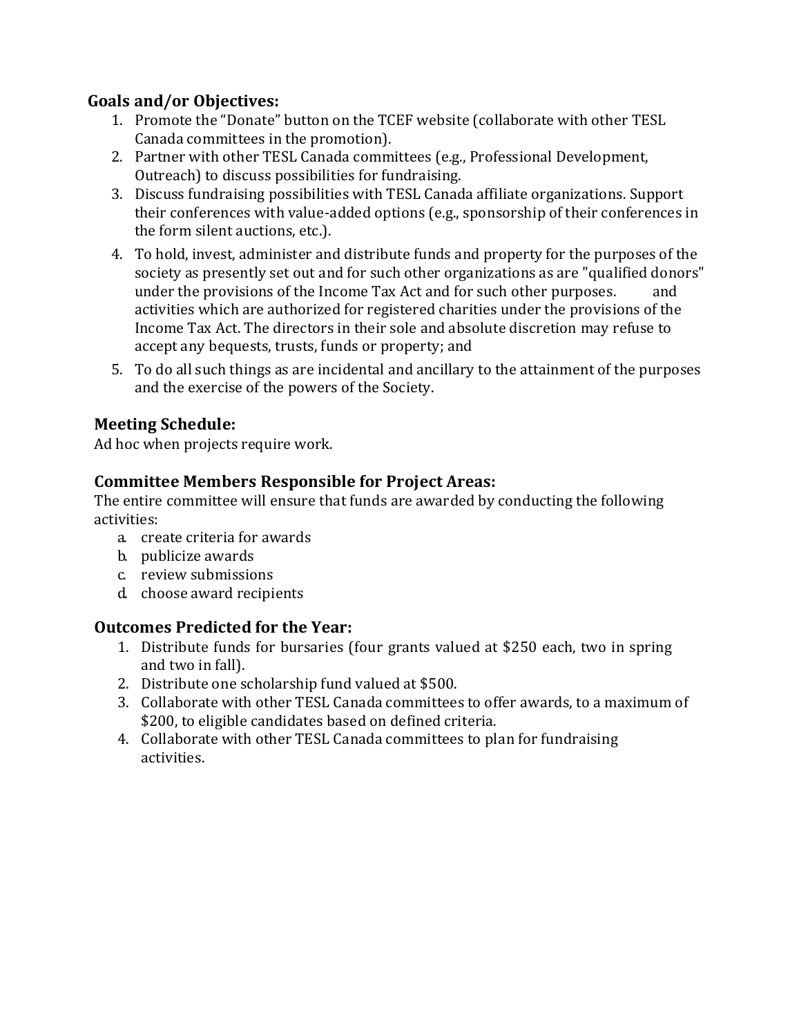**Goals and/or Objectives:**

1. Promote the "Donate" button on the TCEF website (collaborate with other TESL Canada committees in the promotion).
2. Partner with other TESL Canada committees (e.g., Professional Development, Outreach) to discuss possibilities for fundraising.
3. Discuss fundraising possibilities with TESL Canada affiliate organizations. Support their conferences with value-added options (e.g., sponsorship of their conferences in the form silent auctions, etc.).
4. To hold, invest, administer and distribute funds and property for the purposes of the society as presently set out and for such other organizations as are "qualified donors" under the provisions of the Income Tax Act and for such other purposes. and activities which are authorized for registered charities under the provisions of the Income Tax Act. The directors in their sole and absolute discretion may refuse to accept any bequests, trusts, funds or property; and
5. To do all such things as are incidental and ancillary to the attainment of the purposes and the exercise of the powers of the Society.

**Meeting Schedule:**

Ad hoc when projects require work.

**Committee Members Responsible for Project Areas:**

The entire committee will ensure that funds are awarded by conducting the following activities:

a. create criteria for awards
b. publicize awards
c. review submissions
d. choose award recipients

**Outcomes Predicted for the Year:**

1. Distribute funds for bursaries (four grants valued at $250 each, two in spring and two in fall).
2. Distribute one scholarship fund valued at $500.
3. Collaborate with other TESL Canada committees to offer awards, to a maximum of $200, to eligible candidates based on defined criteria.
4. Collaborate with other TESL Canada committees to plan for fundraising activities.